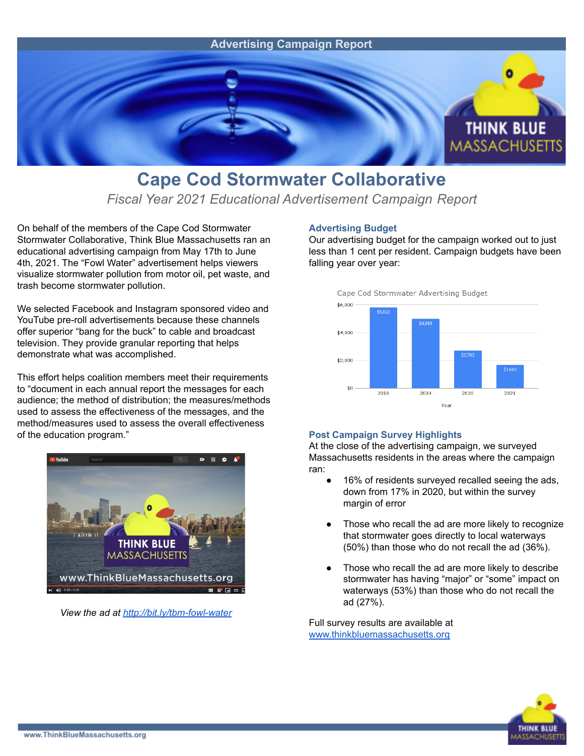Advertising Campaign Report

# Cape Cod Stormwater Collaborative

*Fiscal Year 2021 Educational Advertisement Campaign Report*

On behalf of the members of the Cape Cod Stormwater Stormwater Collaborative, Think Blue Massachusetts ran an educational advertising campaign from May 17th to June 4th, 2021. The "Fowl Water" advertisement helps viewers visualize stormwater pollution from motor oil, pet waste, and trash become stormwater pollution.

We selected Facebook and Instagram sponsored video and YouTube pre-roll advertisements because these channels offer superior "bang for the buck" to cable and broadcast television. They provide granular reporting that helps demonstrate what was accomplished.

This effort helps coalition members meet their requirements to "document in each annual report the messages for each audience; the method of distribution; the measures/methods used to assess the effectiveness of the messages, and the method/measures used to assess the overall effectiveness of the education program."

*View the ad at http://bit.ly/tbm-fowl-water*

### Advertising Budget

Our advertising budget for the campaign worked out to just less than 1 cent per resident. Campaign budgets have been falling year over year:

Cape Cod Stormwater Advertising Budget

| Year | Budget |
|---|---|
| 2018 | $5,820 |
| 2019 | $4,989 |
| 2020 | $2,702 |
| 2021 | $1,663 |

### Post Campaign Survey Highlights

At the close of the advertising campaign, we surveyed Massachusetts residents in the areas where the campaign ran:

- 16% of residents surveyed recalled seeing the ads, down from 17% in 2020, but within the survey margin of error
- Those who recall the ad are more likely to recognize that stormwater goes directly to local waterways (50%) than those who do not recall the ad (36%).
- Those who recall the ad are more likely to describe stormwater has having "major" or "some" impact on waterways (53%) than those who do not recall the ad (27%).

Full survey results are available at www.thinkbluemassachusetts.org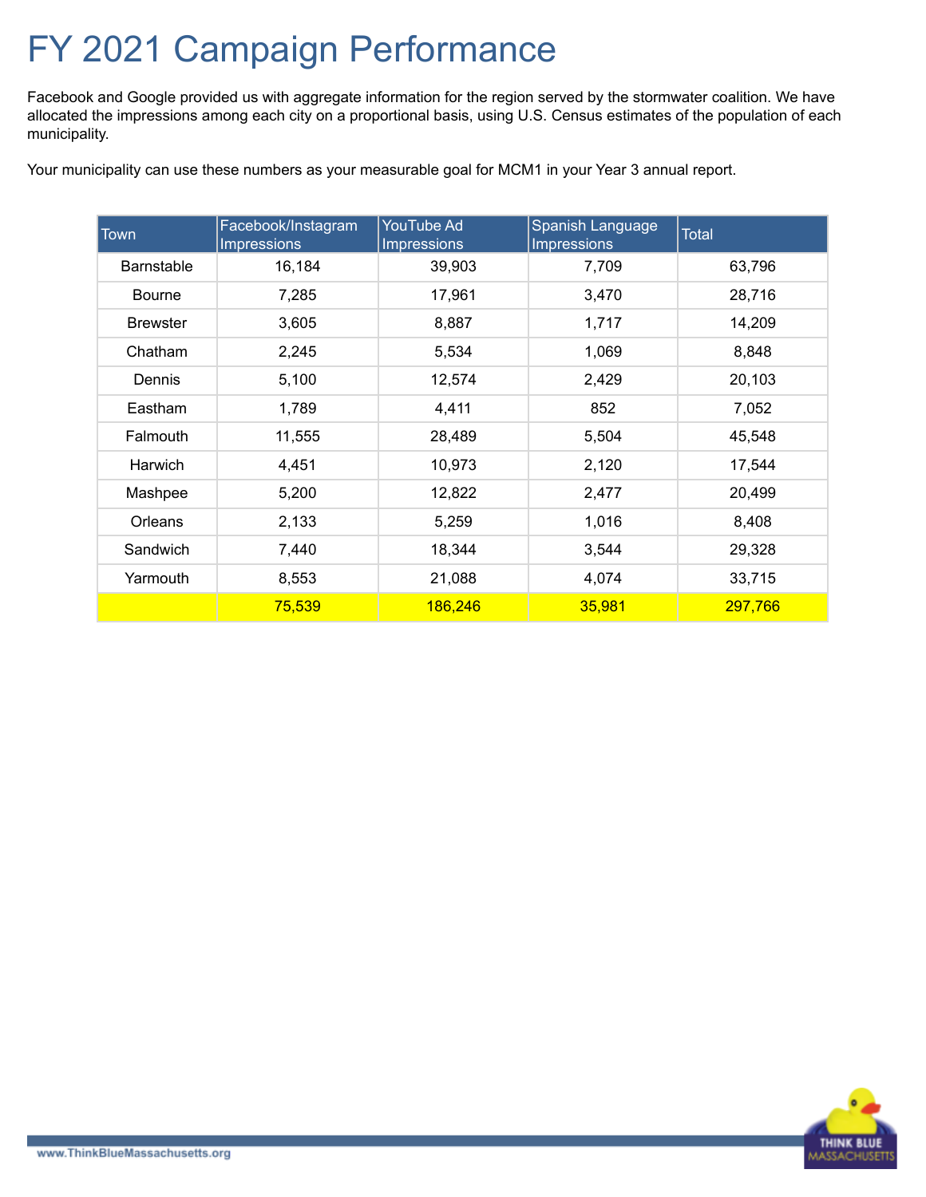# FY 2021 Campaign Performance

Facebook and Google provided us with aggregate information for the region served by the stormwater coalition. We have allocated the impressions among each city on a proportional basis, using U.S. Census estimates of the population of each municipality.

Your municipality can use these numbers as your measurable goal for MCM1 in your Year 3 annual report.

| Town | Facebook/Instagram Impressions | YouTube Ad Impressions | Spanish Language Impressions | Total |
|---|---|---|---|---|
| Barnstable | 16,184 | 39,903 | 7,709 | 63,796 |
| Bourne | 7,285 | 17,961 | 3,470 | 28,716 |
| Brewster | 3,605 | 8,887 | 1,717 | 14,209 |
| Chatham | 2,245 | 5,534 | 1,069 | 8,848 |
| Dennis | 5,100 | 12,574 | 2,429 | 20,103 |
| Eastham | 1,789 | 4,411 | 852 | 7,052 |
| Falmouth | 11,555 | 28,489 | 5,504 | 45,548 |
| Harwich | 4,451 | 10,973 | 2,120 | 17,544 |
| Mashpee | 5,200 | 12,822 | 2,477 | 20,499 |
| Orleans | 2,133 | 5,259 | 1,016 | 8,408 |
| Sandwich | 7,440 | 18,344 | 3,544 | 29,328 |
| Yarmouth | 8,553 | 21,088 | 4,074 | 33,715 |
| | 75,539 | 186,246 | 35,981 | 297,766 |

www.ThinkBlueMassachusetts.org

THINK BLUE MASSACHUSETTS